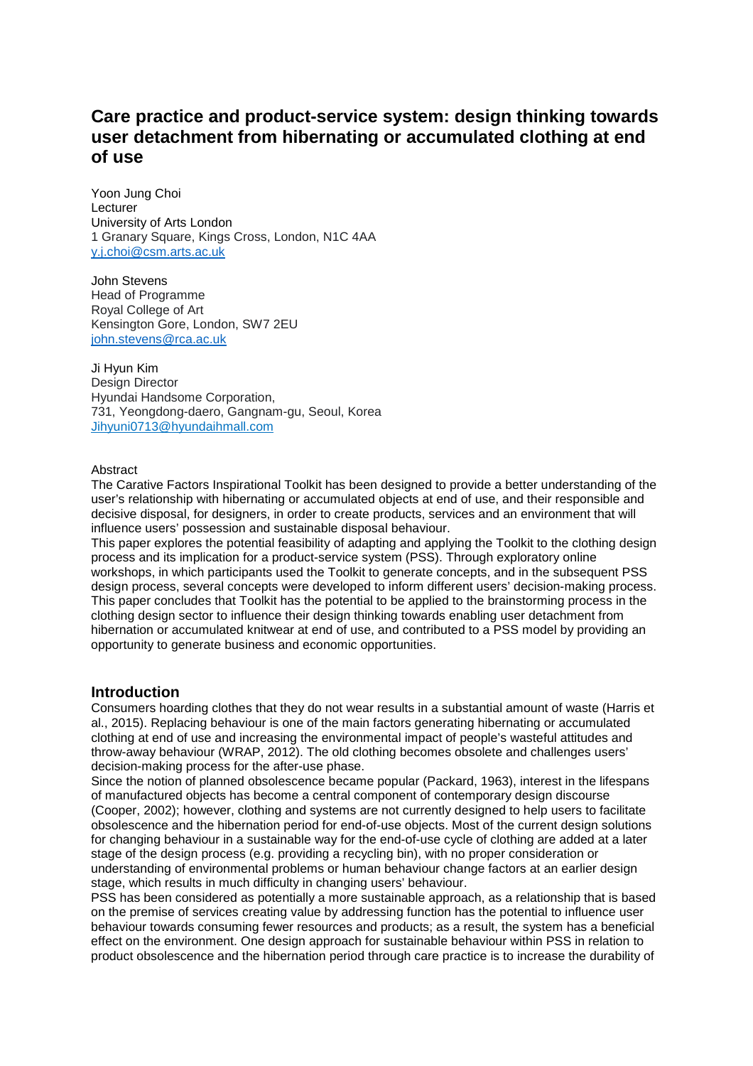# Care practice and product-service system: design thinking towards user detachment from hibernating or accumulated clothing at end of use

Yoon Jung Choi
Lecturer
University of Arts London
1 Granary Square, Kings Cross, London, N1C 4AA
y.j.choi@csm.arts.ac.uk

John Stevens
Head of Programme
Royal College of Art
Kensington Gore, London, SW7 2EU
john.stevens@rca.ac.uk

Ji Hyun Kim
Design Director
Hyundai Handsome Corporation,
731, Yeongdong-daero, Gangnam-gu, Seoul, Korea
Jihyuni0713@hyundaihmall.com

Abstract

The Carative Factors Inspirational Toolkit has been designed to provide a better understanding of the user's relationship with hibernating or accumulated objects at end of use, and their responsible and decisive disposal, for designers, in order to create products, services and an environment that will influence users' possession and sustainable disposal behaviour.

This paper explores the potential feasibility of adapting and applying the Toolkit to the clothing design process and its implication for a product-service system (PSS). Through exploratory online workshops, in which participants used the Toolkit to generate concepts, and in the subsequent PSS design process, several concepts were developed to inform different users' decision-making process. This paper concludes that Toolkit has the potential to be applied to the brainstorming process in the clothing design sector to influence their design thinking towards enabling user detachment from hibernation or accumulated knitwear at end of use, and contributed to a PSS model by providing an opportunity to generate business and economic opportunities.

## Introduction

Consumers hoarding clothes that they do not wear results in a substantial amount of waste (Harris et al., 2015). Replacing behaviour is one of the main factors generating hibernating or accumulated clothing at end of use and increasing the environmental impact of people's wasteful attitudes and throw-away behaviour (WRAP, 2012). The old clothing becomes obsolete and challenges users' decision-making process for the after-use phase.

Since the notion of planned obsolescence became popular (Packard, 1963), interest in the lifespans of manufactured objects has become a central component of contemporary design discourse (Cooper, 2002); however, clothing and systems are not currently designed to help users to facilitate obsolescence and the hibernation period for end-of-use objects. Most of the current design solutions for changing behaviour in a sustainable way for the end-of-use cycle of clothing are added at a later stage of the design process (e.g. providing a recycling bin), with no proper consideration or understanding of environmental problems or human behaviour change factors at an earlier design stage, which results in much difficulty in changing users' behaviour.

PSS has been considered as potentially a more sustainable approach, as a relationship that is based on the premise of services creating value by addressing function has the potential to influence user behaviour towards consuming fewer resources and products; as a result, the system has a beneficial effect on the environment. One design approach for sustainable behaviour within PSS in relation to product obsolescence and the hibernation period through care practice is to increase the durability of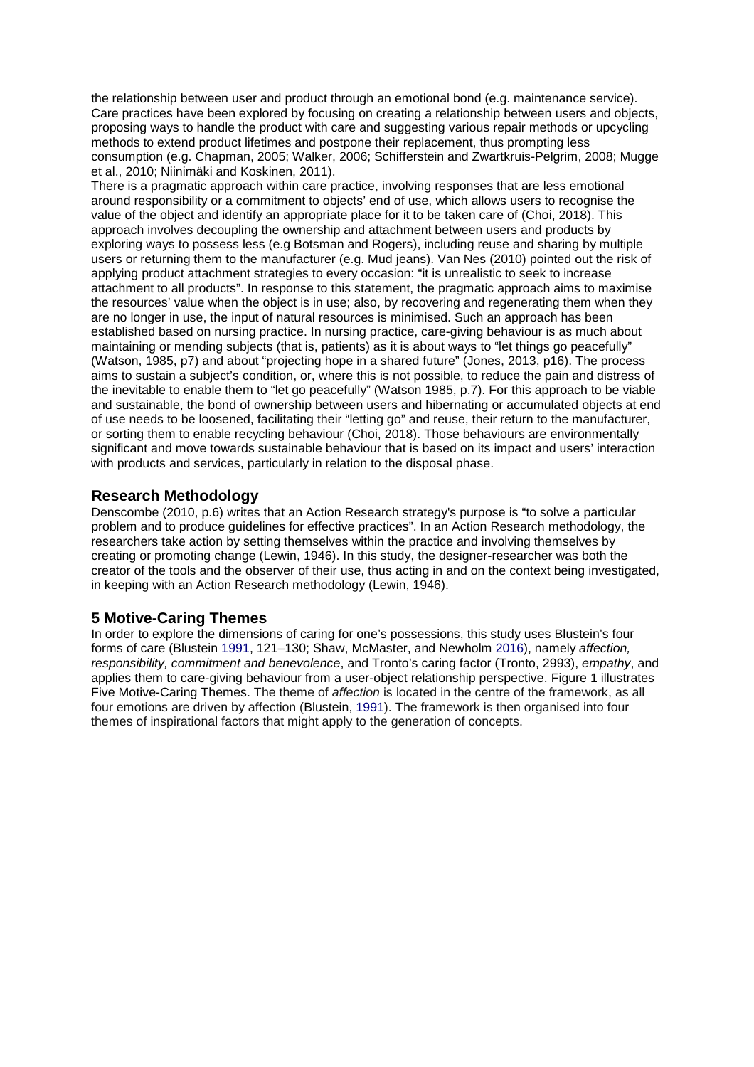the relationship between user and product through an emotional bond (e.g. maintenance service). Care practices have been explored by focusing on creating a relationship between users and objects, proposing ways to handle the product with care and suggesting various repair methods or upcycling methods to extend product lifetimes and postpone their replacement, thus prompting less consumption (e.g. Chapman, 2005; Walker, 2006; Schifferstein and Zwartkruis-Pelgrim, 2008; Mugge et al., 2010; Niinimäki and Koskinen, 2011).

There is a pragmatic approach within care practice, involving responses that are less emotional around responsibility or a commitment to objects' end of use, which allows users to recognise the value of the object and identify an appropriate place for it to be taken care of (Choi, 2018). This approach involves decoupling the ownership and attachment between users and products by exploring ways to possess less (e.g Botsman and Rogers), including reuse and sharing by multiple users or returning them to the manufacturer (e.g. Mud jeans). Van Nes (2010) pointed out the risk of applying product attachment strategies to every occasion: "it is unrealistic to seek to increase attachment to all products". In response to this statement, the pragmatic approach aims to maximise the resources' value when the object is in use; also, by recovering and regenerating them when they are no longer in use, the input of natural resources is minimised. Such an approach has been established based on nursing practice. In nursing practice, care-giving behaviour is as much about maintaining or mending subjects (that is, patients) as it is about ways to "let things go peacefully" (Watson, 1985, p7) and about "projecting hope in a shared future" (Jones, 2013, p16). The process aims to sustain a subject's condition, or, where this is not possible, to reduce the pain and distress of the inevitable to enable them to "let go peacefully" (Watson 1985, p.7). For this approach to be viable and sustainable, the bond of ownership between users and hibernating or accumulated objects at end of use needs to be loosened, facilitating their "letting go" and reuse, their return to the manufacturer, or sorting them to enable recycling behaviour (Choi, 2018). Those behaviours are environmentally significant and move towards sustainable behaviour that is based on its impact and users' interaction with products and services, particularly in relation to the disposal phase.

## Research Methodology

Denscombe (2010, p.6) writes that an Action Research strategy's purpose is "to solve a particular problem and to produce guidelines for effective practices". In an Action Research methodology, the researchers take action by setting themselves within the practice and involving themselves by creating or promoting change (Lewin, 1946). In this study, the designer-researcher was both the creator of the tools and the observer of their use, thus acting in and on the context being investigated, in keeping with an Action Research methodology (Lewin, 1946).

## 5 Motive-Caring Themes

In order to explore the dimensions of caring for one's possessions, this study uses Blustein's four forms of care (Blustein 1991, 121–130; Shaw, McMaster, and Newholm 2016), namely *affection, responsibility, commitment and benevolence*, and Tronto's caring factor (Tronto, 2993), *empathy*, and applies them to care-giving behaviour from a user-object relationship perspective. Figure 1 illustrates Five Motive-Caring Themes. The theme of *affection* is located in the centre of the framework, as all four emotions are driven by affection (Blustein, 1991). The framework is then organised into four themes of inspirational factors that might apply to the generation of concepts.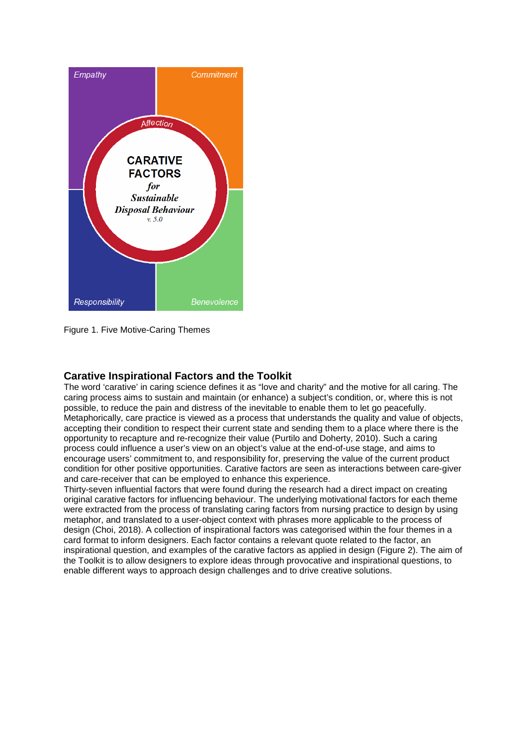Figure 1. Five Motive-Caring Themes

## Carative Inspirational Factors and the Toolkit

The word 'carative' in caring science defines it as "love and charity" and the motive for all caring. The caring process aims to sustain and maintain (or enhance) a subject's condition, or, where this is not possible, to reduce the pain and distress of the inevitable to enable them to let go peacefully. Metaphorically, care practice is viewed as a process that understands the quality and value of objects, accepting their condition to respect their current state and sending them to a place where there is the opportunity to recapture and re-recognize their value (Purtilo and Doherty, 2010). Such a caring process could influence a user's view on an object's value at the end-of-use stage, and aims to encourage users' commitment to, and responsibility for, preserving the value of the current product condition for other positive opportunities. Carative factors are seen as interactions between care-giver and care-receiver that can be employed to enhance this experience.

Thirty-seven influential factors that were found during the research had a direct impact on creating original carative factors for influencing behaviour. The underlying motivational factors for each theme were extracted from the process of translating caring factors from nursing practice to design by using metaphor, and translated to a user-object context with phrases more applicable to the process of design (Choi, 2018). A collection of inspirational factors was categorised within the four themes in a card format to inform designers. Each factor contains a relevant quote related to the factor, an inspirational question, and examples of the carative factors as applied in design (Figure 2). The aim of the Toolkit is to allow designers to explore ideas through provocative and inspirational questions, to enable different ways to approach design challenges and to drive creative solutions.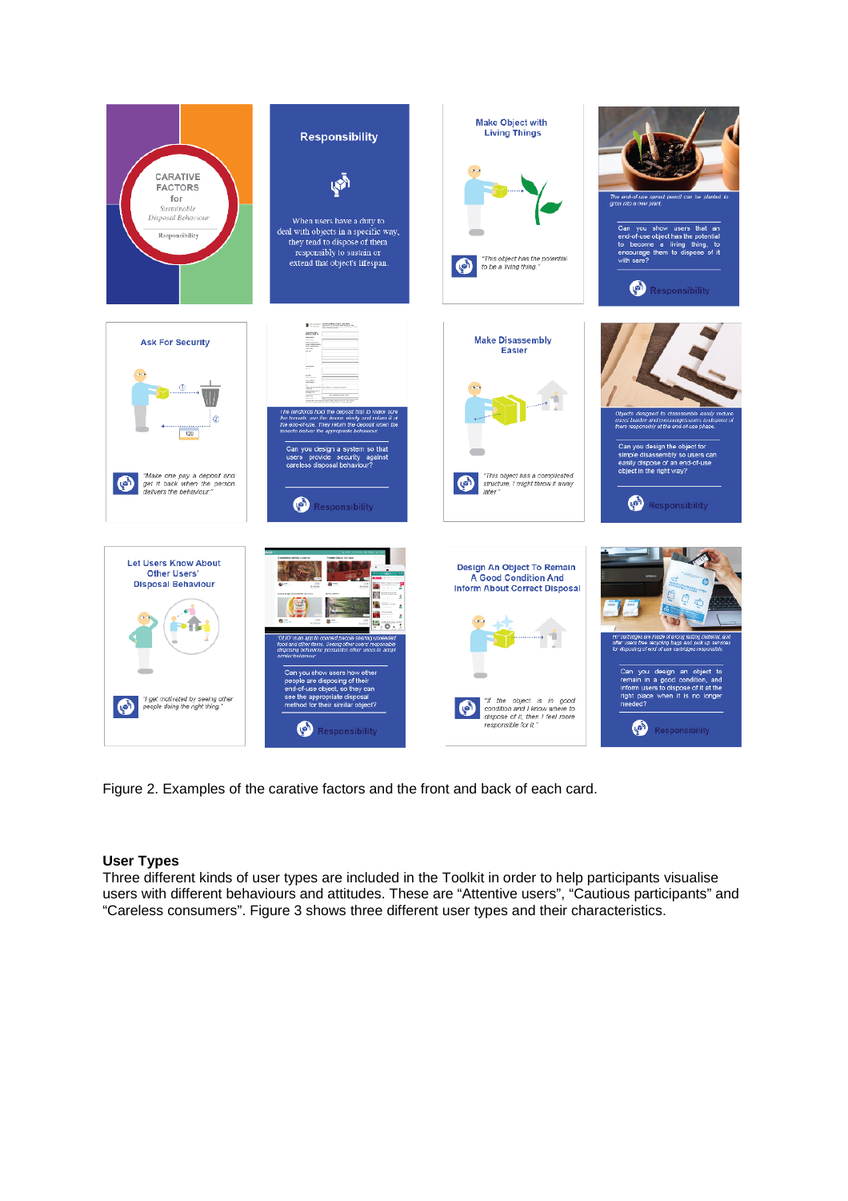Figure 2. Examples of the carative factors and the front and back of each card.

### User Types

Three different kinds of user types are included in the Toolkit in order to help participants visualise users with different behaviours and attitudes. These are “Attentive users”, “Cautious participants” and “Careless consumers”. Figure 3 shows three different user types and their characteristics.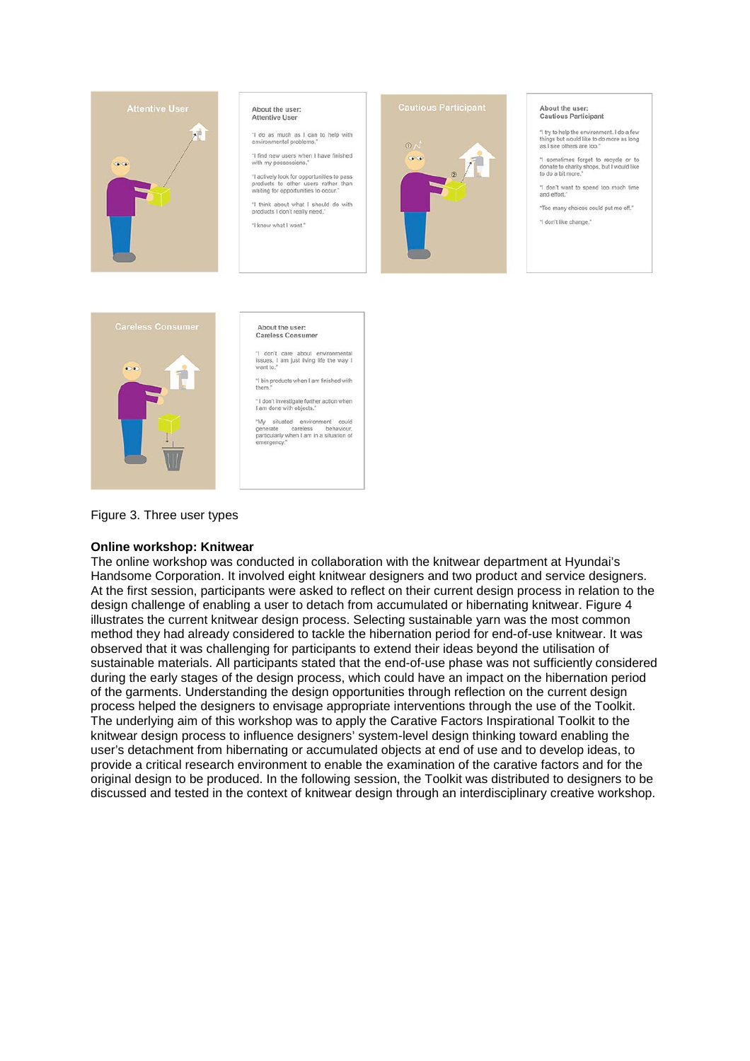Attentive User

About the user:
Attentive User

"I do as much as I can to help with environmental problems."

"I find new users when I have finished with my possessions."

"I actively look for opportunities to pass products to other users rather than waiting for opportunities to occur."

"I think about what I should do with products I don't really need."

"I know what I want."

Cautious Participant

About the user:
Cautious Participant

"I try to help the environment. I do a few things but would like to do more as long as I see others are too."

"I sometimes forget to recycle or to donate to charity shops, but I would like to do a bit more."

"I don't want to spend too much time and effort."

"Too many choices could put me off."

"I don't like change."

Careless Consumer

About the user:
Careless Consumer

"I don't care about environmental issues. I am just living life the way I want to."

"I bin products when I am finished with them."

"I don't investigate further action when I am done with objects."

"My situated environment could generate careless behaviour, particularly when I am in a situation of emergency."

Figure 3. Three user types

**Online workshop: Knitwear**

The online workshop was conducted in collaboration with the knitwear department at Hyundai's Handsome Corporation. It involved eight knitwear designers and two product and service designers. At the first session, participants were asked to reflect on their current design process in relation to the design challenge of enabling a user to detach from accumulated or hibernating knitwear. Figure 4 illustrates the current knitwear design process. Selecting sustainable yarn was the most common method they had already considered to tackle the hibernation period for end-of-use knitwear. It was observed that it was challenging for participants to extend their ideas beyond the utilisation of sustainable materials. All participants stated that the end-of-use phase was not sufficiently considered during the early stages of the design process, which could have an impact on the hibernation period of the garments. Understanding the design opportunities through reflection on the current design process helped the designers to envisage appropriate interventions through the use of the Toolkit. The underlying aim of this workshop was to apply the Carative Factors Inspirational Toolkit to the knitwear design process to influence designers' system-level design thinking toward enabling the user's detachment from hibernating or accumulated objects at end of use and to develop ideas, to provide a critical research environment to enable the examination of the carative factors and for the original design to be produced. In the following session, the Toolkit was distributed to designers to be discussed and tested in the context of knitwear design through an interdisciplinary creative workshop.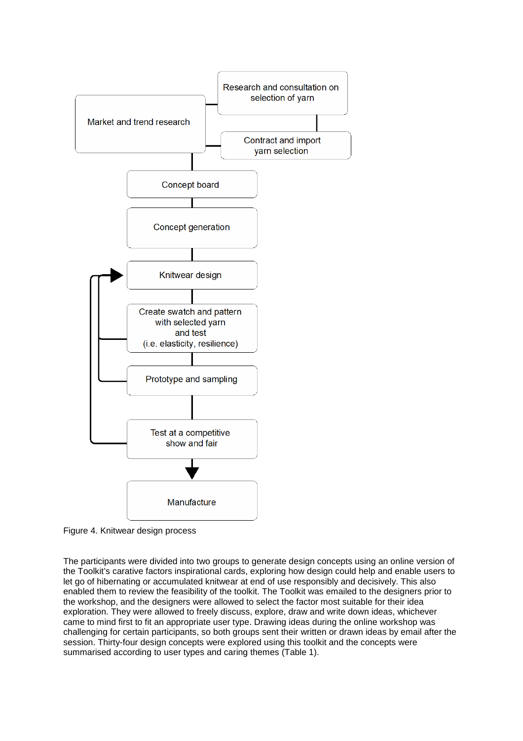Figure 4. Knitwear design process

The participants were divided into two groups to generate design concepts using an online version of the Toolkit's carative factors inspirational cards, exploring how design could help and enable users to let go of hibernating or accumulated knitwear at end of use responsibly and decisively. This also enabled them to review the feasibility of the toolkit. The Toolkit was emailed to the designers prior to the workshop, and the designers were allowed to select the factor most suitable for their idea exploration. They were allowed to freely discuss, explore, draw and write down ideas, whichever came to mind first to fit an appropriate user type. Drawing ideas during the online workshop was challenging for certain participants, so both groups sent their written or drawn ideas by email after the session. Thirty-four design concepts were explored using this toolkit and the concepts were summarised according to user types and caring themes (Table 1).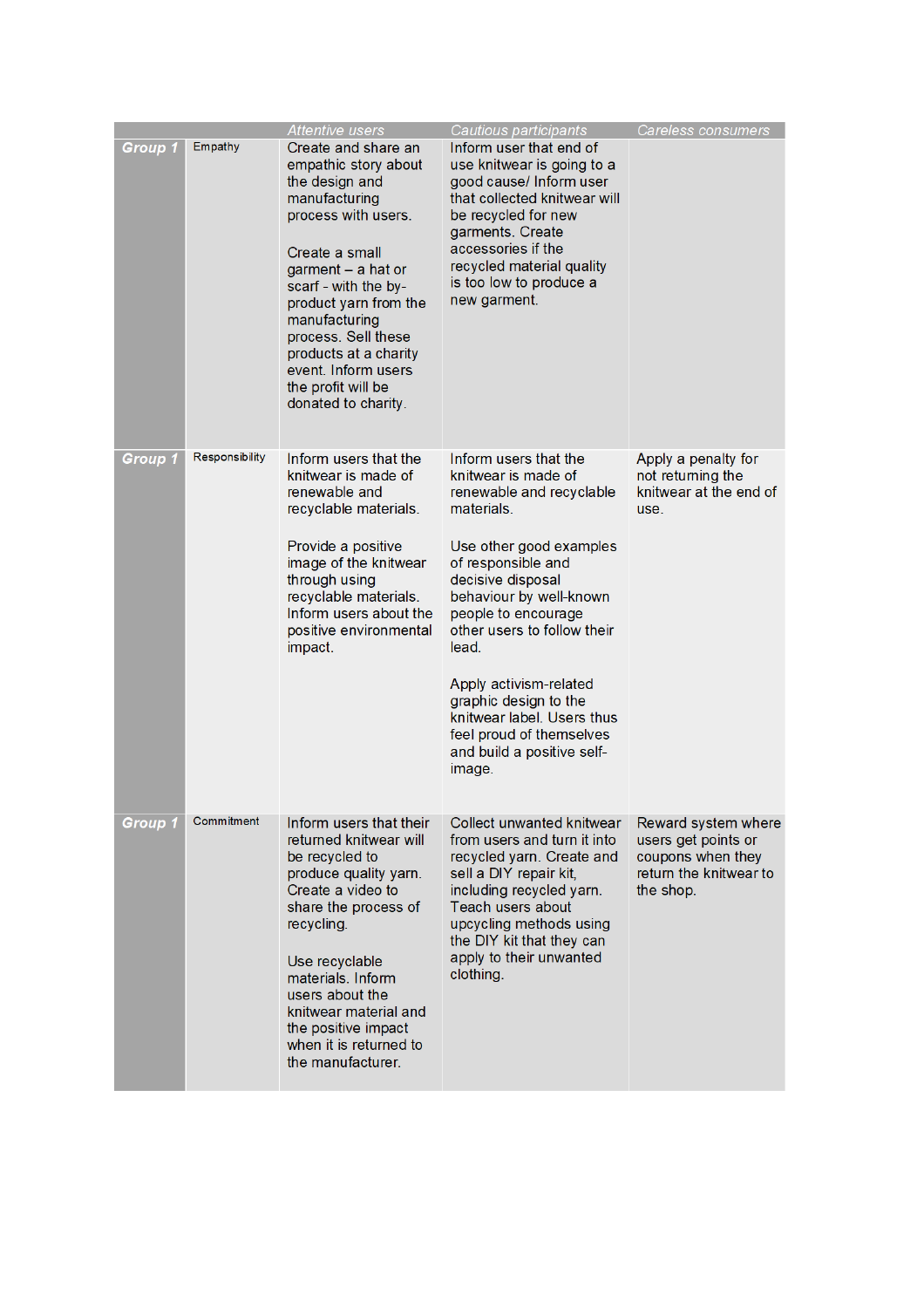| | | Attentive users | Cautious participants | Careless consumers |
|---|---|---|---|---|
| Group 1 | Empathy | Create and share an empathic story about the design and manufacturing process with users.<br><br>Create a small garment – a hat or scarf - with the by-product yarn from the manufacturing process. Sell these products at a charity event. Inform users the profit will be donated to charity. | Inform user that end of use knitwear is going to a good cause/ Inform user that collected knitwear will be recycled for new garments. Create accessories if the recycled material quality is too low to produce a new garment. | |
| Group 1 | Responsibility | Inform users that the knitwear is made of renewable and recyclable materials.<br><br>Provide a positive image of the knitwear through using recyclable materials. Inform users about the positive environmental impact. | Inform users that the knitwear is made of renewable and recyclable materials.<br><br>Use other good examples of responsible and decisive disposal behaviour by well-known people to encourage other users to follow their lead.<br><br>Apply activism-related graphic design to the knitwear label. Users thus feel proud of themselves and build a positive self-image. | Apply a penalty for not returning the knitwear at the end of use. |
| Group 1 | Commitment | Inform users that their returned knitwear will be recycled to produce quality yarn. Create a video to share the process of recycling.<br><br>Use recyclable materials. Inform users about the knitwear material and the positive impact when it is returned to the manufacturer. | Collect unwanted knitwear from users and turn it into recycled yarn. Create and sell a DIY repair kit, including recycled yarn. Teach users about upcycling methods using the DIY kit that they can apply to their unwanted clothing. | Reward system where users get points or coupons when they return the knitwear to the shop. |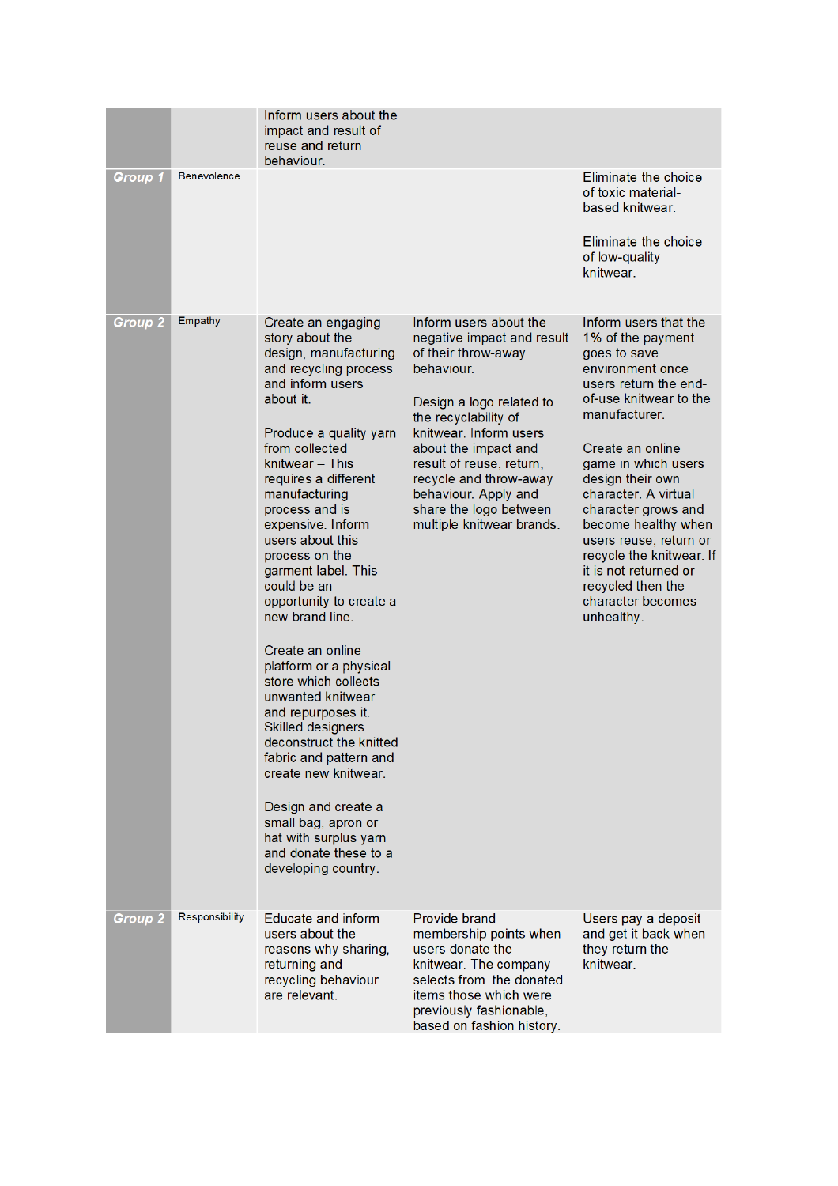| | | | | |
|---|---|---|---|---|
| | | Inform users about the impact and result of reuse and return behaviour. | | |
| ***Group 1*** | Benevolence | | | Eliminate the choice of toxic material-based knitwear.<br><br>Eliminate the choice of low-quality knitwear. |
| ***Group 2*** | Empathy | Create an engaging story about the design, manufacturing and recycling process and inform users about it.<br><br>Produce a quality yarn from collected knitwear – This requires a different manufacturing process and is expensive. Inform users about this process on the garment label. This could be an opportunity to create a new brand line.<br><br>Create an online platform or a physical store which collects unwanted knitwear and repurposes it. Skilled designers deconstruct the knitted fabric and pattern and create new knitwear.<br><br>Design and create a small bag, apron or hat with surplus yarn and donate these to a developing country. | Inform users about the negative impact and result of their throw-away behaviour.<br><br>Design a logo related to the recyclability of knitwear. Inform users about the impact and result of reuse, return, recycle and throw-away behaviour. Apply and share the logo between multiple knitwear brands. | Inform users that the 1% of the payment goes to save environment once users return the end-of-use knitwear to the manufacturer.<br><br>Create an online game in which users design their own character. A virtual character grows and become healthy when users reuse, return or recycle the knitwear. If it is not returned or recycled then the character becomes unhealthy. |
| ***Group 2*** | Responsibility | Educate and inform users about the reasons why sharing, returning and recycling behaviour are relevant. | Provide brand membership points when users donate the knitwear. The company selects from the donated items those which were previously fashionable, based on fashion history. | Users pay a deposit and get it back when they return the knitwear. |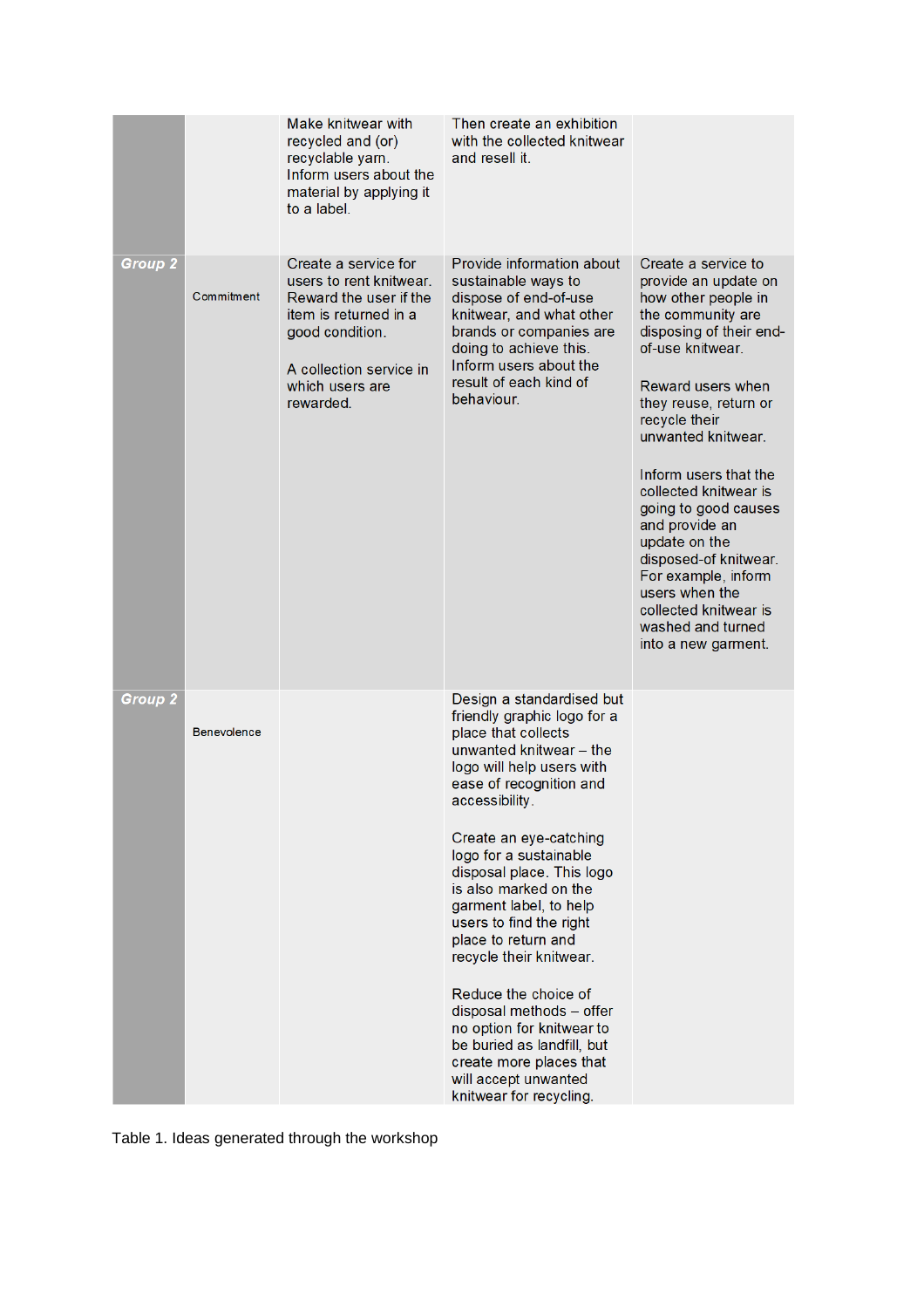| | | | | |
|---|---|---|---|---|
| | | Make knitwear with recycled and (or) recyclable yarn. Inform users about the material by applying it to a label. | Then create an exhibition with the collected knitwear and resell it. | |
| ***Group 2*** | Commitment | Create a service for users to rent knitwear. Reward the user if the item is returned in a good condition.<br><br>A collection service in which users are rewarded. | Provide information about sustainable ways to dispose of end-of-use knitwear, and what other brands or companies are doing to achieve this. Inform users about the result of each kind of behaviour. | Create a service to provide an update on how other people in the community are disposing of their end-of-use knitwear.<br><br>Reward users when they reuse, return or recycle their unwanted knitwear.<br><br>Inform users that the collected knitwear is going to good causes and provide an update on the disposed-of knitwear. For example, inform users when the collected knitwear is washed and turned into a new garment. |
| ***Group 2*** | Benevolence | | Design a standardised but friendly graphic logo for a place that collects unwanted knitwear – the logo will help users with ease of recognition and accessibility.<br><br>Create an eye-catching logo for a sustainable disposal place. This logo is also marked on the garment label, to help users to find the right place to return and recycle their knitwear.<br><br>Reduce the choice of disposal methods – offer no option for knitwear to be buried as landfill, but create more places that will accept unwanted knitwear for recycling. | |

Table 1. Ideas generated through the workshop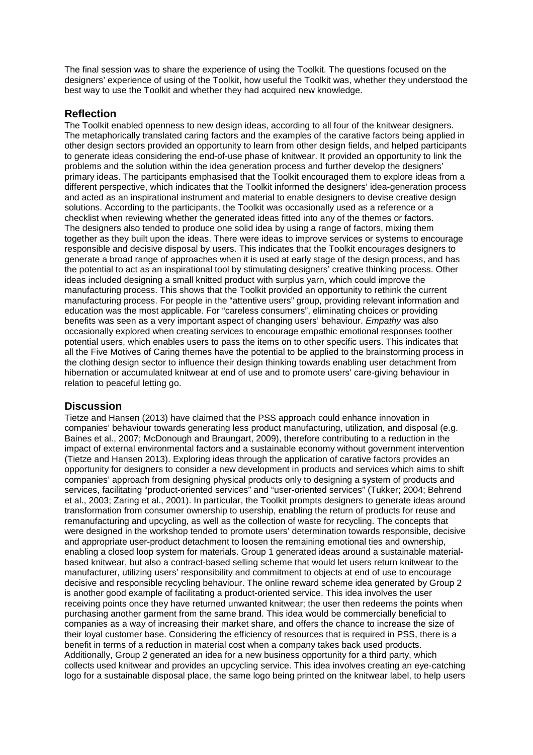The final session was to share the experience of using the Toolkit. The questions focused on the designers' experience of using of the Toolkit, how useful the Toolkit was, whether they understood the best way to use the Toolkit and whether they had acquired new knowledge.

## Reflection

The Toolkit enabled openness to new design ideas, according to all four of the knitwear designers. The metaphorically translated caring factors and the examples of the carative factors being applied in other design sectors provided an opportunity to learn from other design fields, and helped participants to generate ideas considering the end-of-use phase of knitwear. It provided an opportunity to link the problems and the solution within the idea generation process and further develop the designers' primary ideas. The participants emphasised that the Toolkit encouraged them to explore ideas from a different perspective, which indicates that the Toolkit informed the designers' idea-generation process and acted as an inspirational instrument and material to enable designers to devise creative design solutions. According to the participants, the Toolkit was occasionally used as a reference or a checklist when reviewing whether the generated ideas fitted into any of the themes or factors. The designers also tended to produce one solid idea by using a range of factors, mixing them together as they built upon the ideas. There were ideas to improve services or systems to encourage responsible and decisive disposal by users. This indicates that the Toolkit encourages designers to generate a broad range of approaches when it is used at early stage of the design process, and has the potential to act as an inspirational tool by stimulating designers' creative thinking process. Other ideas included designing a small knitted product with surplus yarn, which could improve the manufacturing process. This shows that the Toolkit provided an opportunity to rethink the current manufacturing process. For people in the "attentive users" group, providing relevant information and education was the most applicable. For "careless consumers", eliminating choices or providing benefits was seen as a very important aspect of changing users' behaviour. *Empathy* was also occasionally explored when creating services to encourage empathic emotional responses toother potential users, which enables users to pass the items on to other specific users. This indicates that all the Five Motives of Caring themes have the potential to be applied to the brainstorming process in the clothing design sector to influence their design thinking towards enabling user detachment from hibernation or accumulated knitwear at end of use and to promote users' care-giving behaviour in relation to peaceful letting go.

## Discussion

Tietze and Hansen (2013) have claimed that the PSS approach could enhance innovation in companies' behaviour towards generating less product manufacturing, utilization, and disposal (e.g. Baines et al., 2007; McDonough and Braungart, 2009), therefore contributing to a reduction in the impact of external environmental factors and a sustainable economy without government intervention (Tietze and Hansen 2013). Exploring ideas through the application of carative factors provides an opportunity for designers to consider a new development in products and services which aims to shift companies' approach from designing physical products only to designing a system of products and services, facilitating "product-oriented services" and "user-oriented services" (Tukker; 2004; Behrend et al., 2003; Zaring et al., 2001). In particular, the Toolkit prompts designers to generate ideas around transformation from consumer ownership to usership, enabling the return of products for reuse and remanufacturing and upcycling, as well as the collection of waste for recycling. The concepts that were designed in the workshop tended to promote users' determination towards responsible, decisive and appropriate user-product detachment to loosen the remaining emotional ties and ownership, enabling a closed loop system for materials. Group 1 generated ideas around a sustainable material-based knitwear, but also a contract-based selling scheme that would let users return knitwear to the manufacturer, utilizing users' responsibility and commitment to objects at end of use to encourage decisive and responsible recycling behaviour. The online reward scheme idea generated by Group 2 is another good example of facilitating a product-oriented service. This idea involves the user receiving points once they have returned unwanted knitwear; the user then redeems the points when purchasing another garment from the same brand. This idea would be commercially beneficial to companies as a way of increasing their market share, and offers the chance to increase the size of their loyal customer base. Considering the efficiency of resources that is required in PSS, there is a benefit in terms of a reduction in material cost when a company takes back used products. Additionally, Group 2 generated an idea for a new business opportunity for a third party, which collects used knitwear and provides an upcycling service. This idea involves creating an eye-catching logo for a sustainable disposal place, the same logo being printed on the knitwear label, to help users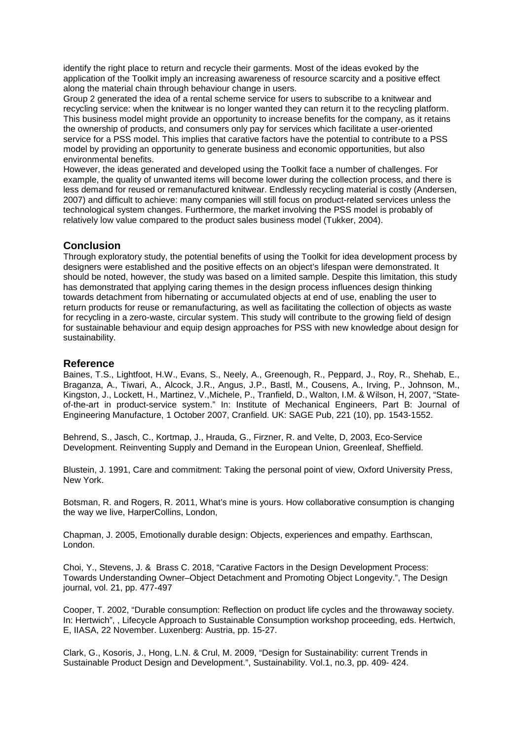identify the right place to return and recycle their garments. Most of the ideas evoked by the application of the Toolkit imply an increasing awareness of resource scarcity and a positive effect along the material chain through behaviour change in users.

Group 2 generated the idea of a rental scheme service for users to subscribe to a knitwear and recycling service: when the knitwear is no longer wanted they can return it to the recycling platform. This business model might provide an opportunity to increase benefits for the company, as it retains the ownership of products, and consumers only pay for services which facilitate a user-oriented service for a PSS model. This implies that carative factors have the potential to contribute to a PSS model by providing an opportunity to generate business and economic opportunities, but also environmental benefits.

However, the ideas generated and developed using the Toolkit face a number of challenges. For example, the quality of unwanted items will become lower during the collection process, and there is less demand for reused or remanufactured knitwear. Endlessly recycling material is costly (Andersen, 2007) and difficult to achieve: many companies will still focus on product-related services unless the technological system changes. Furthermore, the market involving the PSS model is probably of relatively low value compared to the product sales business model (Tukker, 2004).

## Conclusion

Through exploratory study, the potential benefits of using the Toolkit for idea development process by designers were established and the positive effects on an object's lifespan were demonstrated. It should be noted, however, the study was based on a limited sample. Despite this limitation, this study has demonstrated that applying caring themes in the design process influences design thinking towards detachment from hibernating or accumulated objects at end of use, enabling the user to return products for reuse or remanufacturing, as well as facilitating the collection of objects as waste for recycling in a zero-waste, circular system. This study will contribute to the growing field of design for sustainable behaviour and equip design approaches for PSS with new knowledge about design for sustainability.

## Reference

Baines, T.S., Lightfoot, H.W., Evans, S., Neely, A., Greenough, R., Peppard, J., Roy, R., Shehab, E., Braganza, A., Tiwari, A., Alcock, J.R., Angus, J.P., Bastl, M., Cousens, A., Irving, P., Johnson, M., Kingston, J., Lockett, H., Martinez, V.,Michele, P., Tranfield, D., Walton, I.M. & Wilson, H, 2007, "State-of-the-art in product-service system." In: Institute of Mechanical Engineers, Part B: Journal of Engineering Manufacture, 1 October 2007, Cranfield. UK: SAGE Pub, 221 (10), pp. 1543-1552.

Behrend, S., Jasch, C., Kortmap, J., Hrauda, G., Firzner, R. and Velte, D, 2003, Eco-Service Development. Reinventing Supply and Demand in the European Union, Greenleaf, Sheffield.

Blustein, J. 1991, Care and commitment: Taking the personal point of view, Oxford University Press, New York.

Botsman, R. and Rogers, R. 2011, What's mine is yours. How collaborative consumption is changing the way we live, HarperCollins, London,

Chapman, J. 2005, Emotionally durable design: Objects, experiences and empathy. Earthscan, London.

Choi, Y., Stevens, J. & Brass C. 2018, "Carative Factors in the Design Development Process: Towards Understanding Owner–Object Detachment and Promoting Object Longevity.", The Design journal, vol. 21, pp. 477-497

Cooper, T. 2002, "Durable consumption: Reflection on product life cycles and the throwaway society. In: Hertwich", , Lifecycle Approach to Sustainable Consumption workshop proceeding, eds. Hertwich, E, IIASA, 22 November. Luxenberg: Austria, pp. 15-27.

Clark, G., Kosoris, J., Hong, L.N. & Crul, M. 2009, "Design for Sustainability: current Trends in Sustainable Product Design and Development.", Sustainability. Vol.1, no.3, pp. 409- 424.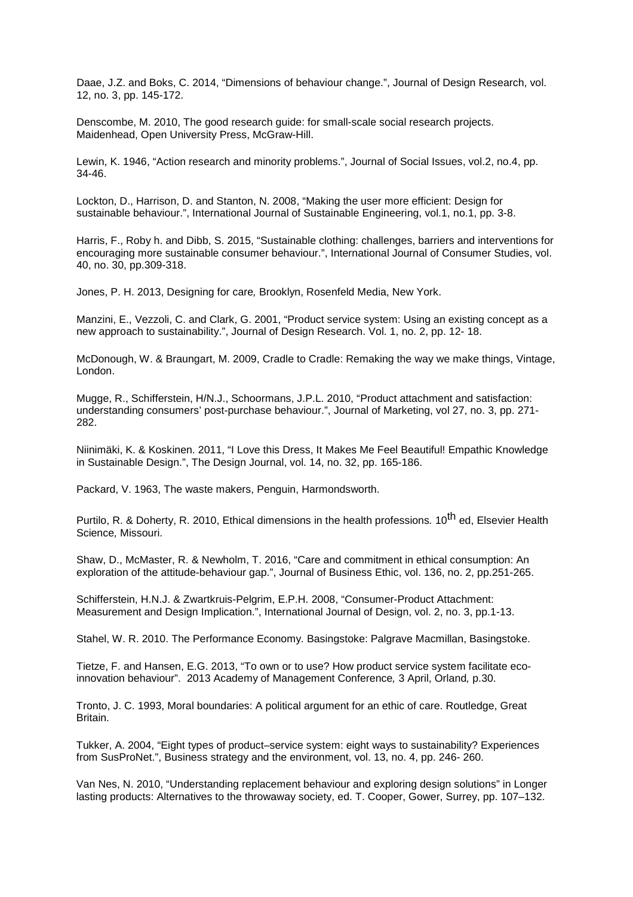Daae, J.Z. and Boks, C. 2014, "Dimensions of behaviour change.", Journal of Design Research, vol. 12, no. 3, pp. 145-172.

Denscombe, M. 2010, The good research guide: for small-scale social research projects. Maidenhead, Open University Press, McGraw-Hill.

Lewin, K. 1946, "Action research and minority problems.", Journal of Social Issues, vol.2, no.4, pp. 34-46.

Lockton, D., Harrison, D. and Stanton, N. 2008, "Making the user more efficient: Design for sustainable behaviour.", International Journal of Sustainable Engineering, vol.1, no.1, pp. 3-8.

Harris, F., Roby h. and Dibb, S. 2015, "Sustainable clothing: challenges, barriers and interventions for encouraging more sustainable consumer behaviour.", International Journal of Consumer Studies, vol. 40, no. 30, pp.309-318.

Jones, P. H. 2013, Designing for care*,* Brooklyn, Rosenfeld Media, New York.

Manzini, E., Vezzoli, C. and Clark, G. 2001, "Product service system: Using an existing concept as a new approach to sustainability.", Journal of Design Research. Vol. 1, no. 2, pp. 12- 18.

McDonough, W. & Braungart, M. 2009, Cradle to Cradle: Remaking the way we make things, Vintage, London.

Mugge, R., Schifferstein, H/N.J., Schoormans, J.P.L. 2010, "Product attachment and satisfaction: understanding consumers' post-purchase behaviour.", Journal of Marketing, vol 27, no. 3, pp. 271-282.

Niinimäki, K. & Koskinen. 2011, "I Love this Dress, It Makes Me Feel Beautiful! Empathic Knowledge in Sustainable Design.", The Design Journal, vol. 14, no. 32, pp. 165-186.

Packard, V. 1963, The waste makers, Penguin, Harmondsworth.

Purtilo, R. & Doherty, R. 2010, Ethical dimensions in the health professions*.* 10th ed, Elsevier Health Science*,* Missouri.

Shaw, D., McMaster, R. & Newholm, T. 2016, "Care and commitment in ethical consumption: An exploration of the attitude-behaviour gap.", Journal of Business Ethic, vol. 136, no. 2, pp.251-265.

Schifferstein, H.N.J. & Zwartkruis-Pelgrim, E.P.H. 2008, "Consumer-Product Attachment: Measurement and Design Implication.", International Journal of Design, vol. 2, no. 3, pp.1-13.

Stahel, W. R. 2010. The Performance Economy. Basingstoke: Palgrave Macmillan, Basingstoke.

Tietze, F. and Hansen, E.G. 2013, "To own or to use? How product service system facilitate eco-innovation behaviour". 2013 Academy of Management Conference*,* 3 April, Orland*,* p.30.

Tronto, J. C. 1993, Moral boundaries: A political argument for an ethic of care. Routledge, Great Britain.

Tukker, A. 2004, "Eight types of product–service system: eight ways to sustainability? Experiences from SusProNet.", Business strategy and the environment, vol. 13, no. 4, pp. 246- 260.

Van Nes, N. 2010, "Understanding replacement behaviour and exploring design solutions" in Longer lasting products: Alternatives to the throwaway society, ed. T. Cooper, Gower, Surrey, pp. 107–132.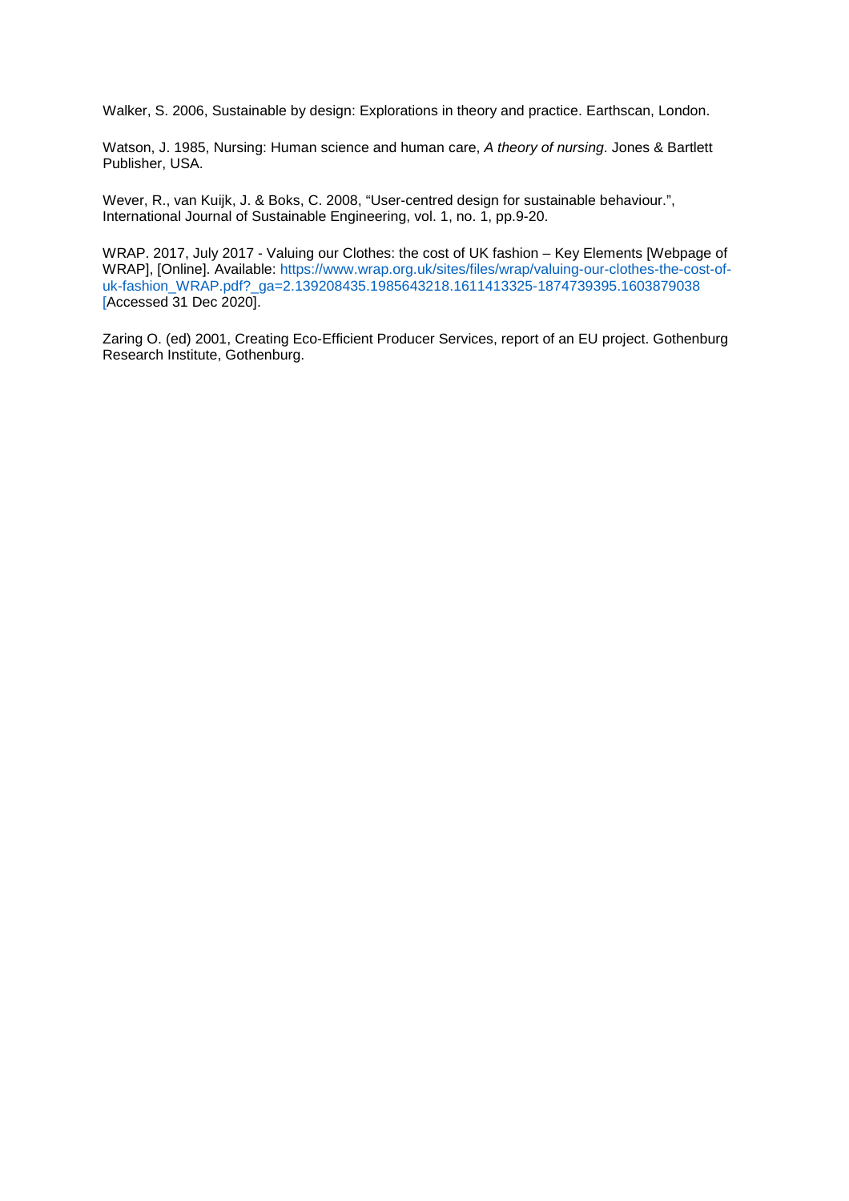Walker, S. 2006, Sustainable by design: Explorations in theory and practice. Earthscan, London.

Watson, J. 1985, Nursing: Human science and human care, *A theory of nursing*. Jones & Bartlett Publisher, USA.

Wever, R., van Kuijk, J. & Boks, C. 2008, "User-centred design for sustainable behaviour.", International Journal of Sustainable Engineering, vol. 1, no. 1, pp.9-20.

WRAP. 2017, July 2017 - Valuing our Clothes: the cost of UK fashion – Key Elements [Webpage of WRAP], [Online]. Available: https://www.wrap.org.uk/sites/files/wrap/valuing-our-clothes-the-cost-of-uk-fashion_WRAP.pdf?_ga=2.139208435.1985643218.1611413325-1874739395.1603879038 [Accessed 31 Dec 2020].

Zaring O. (ed) 2001, Creating Eco-Efficient Producer Services, report of an EU project. Gothenburg Research Institute, Gothenburg.